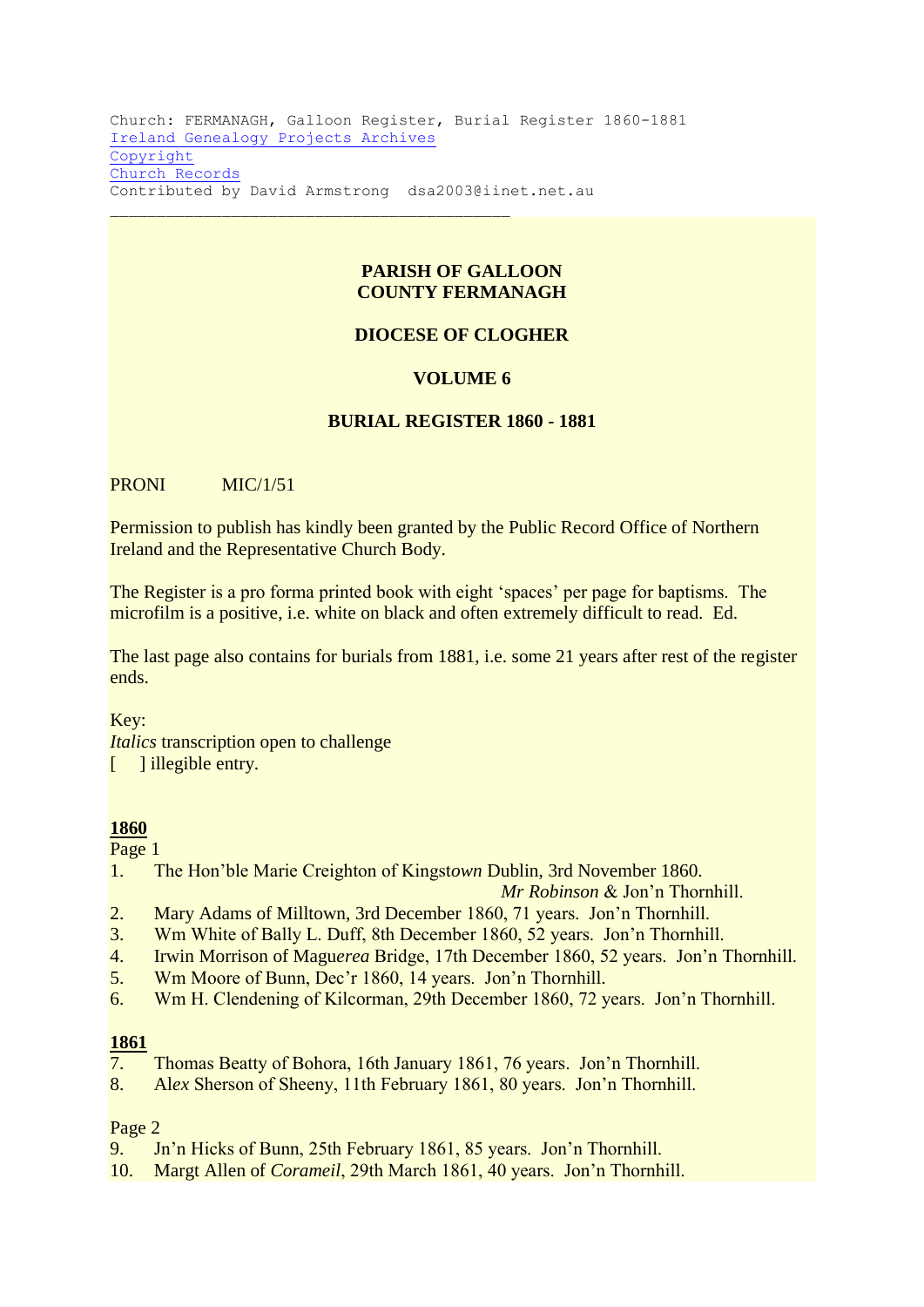Church: FERMANAGH, Galloon Register, Burial Register 1860-1881
Ireland Genealogy Projects Archives
Copyright
Church Records
Contributed by David Armstrong dsa2003@iinet.net.au

---

**PARISH OF GALLOON**
**COUNTY FERMANAGH**

**DIOCESE OF CLOGHER**

**VOLUME 6**

**BURIAL REGISTER 1860 - 1881**

PRONI MIC/1/51

Permission to publish has kindly been granted by the Public Record Office of Northern Ireland and the Representative Church Body.

The Register is a pro forma printed book with eight 'spaces' per page for baptisms. The microfilm is a positive, i.e. white on black and often extremely difficult to read. Ed.

The last page also contains for burials from 1881, i.e. some 21 years after rest of the register ends.

Key:
*Italics* transcription open to challenge
[ ] illegible entry.

**1860**

Page 1

1. The Hon'ble Marie Creighton of Kingst*own* Dublin, 3rd November 1860. *Mr Robinson* & Jon'n Thornhill.
2. Mary Adams of Milltown, 3rd December 1860, 71 years. Jon'n Thornhill.
3. Wm White of Bally L. Duff, 8th December 1860, 52 years. Jon'n Thornhill.
4. Irwin Morrison of Mague*rea* Bridge, 17th December 1860, 52 years. Jon'n Thornhill.
5. Wm Moore of Bunn, Dec'r 1860, 14 years. Jon'n Thornhill.
6. Wm H. Clendening of Kilcorman, 29th December 1860, 72 years. Jon'n Thornhill.

**1861**

7. Thomas Beatty of Bohora, 16th January 1861, 76 years. Jon'n Thornhill.
8. Al*ex* Sherson of Sheeny, 11th February 1861, 80 years. Jon'n Thornhill.

Page 2

9. Jn'n Hicks of Bunn, 25th February 1861, 85 years. Jon'n Thornhill.
10. Margt Allen of *Corameil*, 29th March 1861, 40 years. Jon'n Thornhill.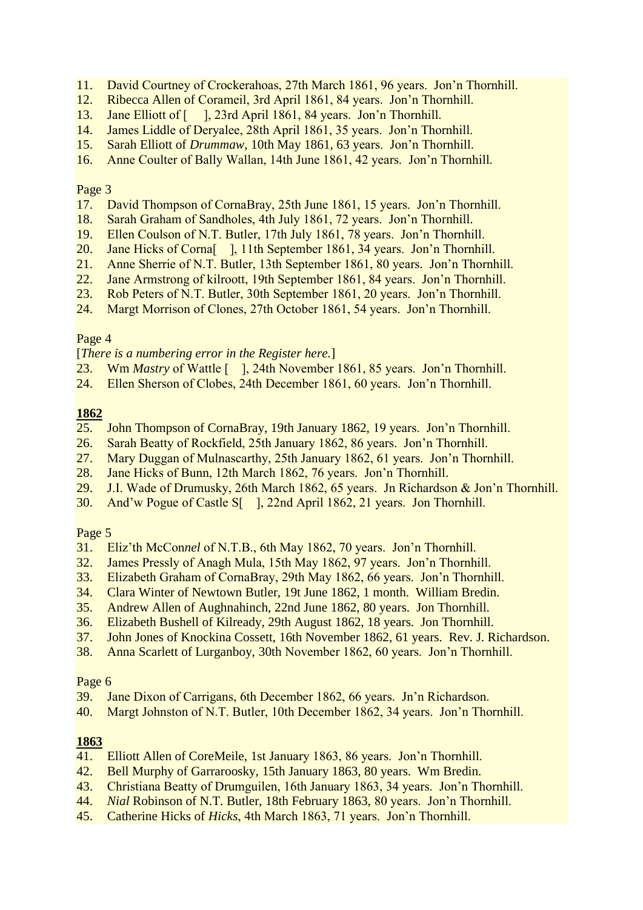11. David Courtney of Crockerahoas, 27th March 1861, 96 years. Jon'n Thornhill.
12. Ribecca Allen of Corameil, 3rd April 1861, 84 years. Jon'n Thornhill.
13. Jane Elliott of [ ], 23rd April 1861, 84 years. Jon'n Thornhill.
14. James Liddle of Deryalee, 28th April 1861, 35 years. Jon'n Thornhill.
15. Sarah Elliott of *Drummaw*, 10th May 1861, 63 years. Jon'n Thornhill.
16. Anne Coulter of Bally Wallan, 14th June 1861, 42 years. Jon'n Thornhill.

Page 3

17. David Thompson of CornaBray, 25th June 1861, 15 years. Jon'n Thornhill.
18. Sarah Graham of Sandholes, 4th July 1861, 72 years. Jon'n Thornhill.
19. Ellen Coulson of N.T. Butler, 17th July 1861, 78 years. Jon'n Thornhill.
20. Jane Hicks of Corna[ ], 11th September 1861, 34 years. Jon'n Thornhill.
21. Anne Sherrie of N.T. Butler, 13th September 1861, 80 years. Jon'n Thornhill.
22. Jane Armstrong of kilroott, 19th September 1861, 84 years. Jon'n Thornhill.
23. Rob Peters of N.T. Butler, 30th September 1861, 20 years. Jon'n Thornhill.
24. Margt Morrison of Clones, 27th October 1861, 54 years. Jon'n Thornhill.

Page 4

[*There is a numbering error in the Register here.*]

23. Wm *Mastry* of Wattle [ ], 24th November 1861, 85 years. Jon'n Thornhill.
24. Ellen Sherson of Clobes, 24th December 1861, 60 years. Jon'n Thornhill.

**1862**

25. John Thompson of CornaBray, 19th January 1862, 19 years. Jon'n Thornhill.
26. Sarah Beatty of Rockfield, 25th January 1862, 86 years. Jon'n Thornhill.
27. Mary Duggan of Mulnascarthy, 25th January 1862, 61 years. Jon'n Thornhill.
28. Jane Hicks of Bunn, 12th March 1862, 76 years. Jon'n Thornhill.
29. J.I. Wade of Drumusky, 26th March 1862, 65 years. Jn Richardson & Jon'n Thornhill.
30. And'w Pogue of Castle S[ ], 22nd April 1862, 21 years. Jon Thornhill.

Page 5

31. Eliz'th McCon*nel* of N.T.B., 6th May 1862, 70 years. Jon'n Thornhill.
32. James Pressly of Anagh Mula, 15th May 1862, 97 years. Jon'n Thornhill.
33. Elizabeth Graham of CornaBray, 29th May 1862, 66 years. Jon'n Thornhill.
34. Clara Winter of Newtown Butler, 19t June 1862, 1 month. William Bredin.
35. Andrew Allen of Aughnahinch, 22nd June 1862, 80 years. Jon Thornhill.
36. Elizabeth Bushell of Kilready, 29th August 1862, 18 years. Jon Thornhill.
37. John Jones of Knockina Cossett, 16th November 1862, 61 years. Rev. J. Richardson.
38. Anna Scarlett of Lurganboy, 30th November 1862, 60 years. Jon'n Thornhill.

Page 6

39. Jane Dixon of Carrigans, 6th December 1862, 66 years. Jn'n Richardson.
40. Margt Johnston of N.T. Butler, 10th December 1862, 34 years. Jon'n Thornhill.

**1863**

41. Elliott Allen of CoreMeile, 1st January 1863, 86 years. Jon'n Thornhill.
42. Bell Murphy of Garraroosky, 15th January 1863, 80 years. Wm Bredin.
43. Christiana Beatty of Drumguilen, 16th January 1863, 34 years. Jon'n Thornhill.
44. *Nial* Robinson of N.T. Butler, 18th February 1863, 80 years. Jon'n Thornhill.
45. Catherine Hicks of *Hicks*, 4th March 1863, 71 years. Jon'n Thornhill.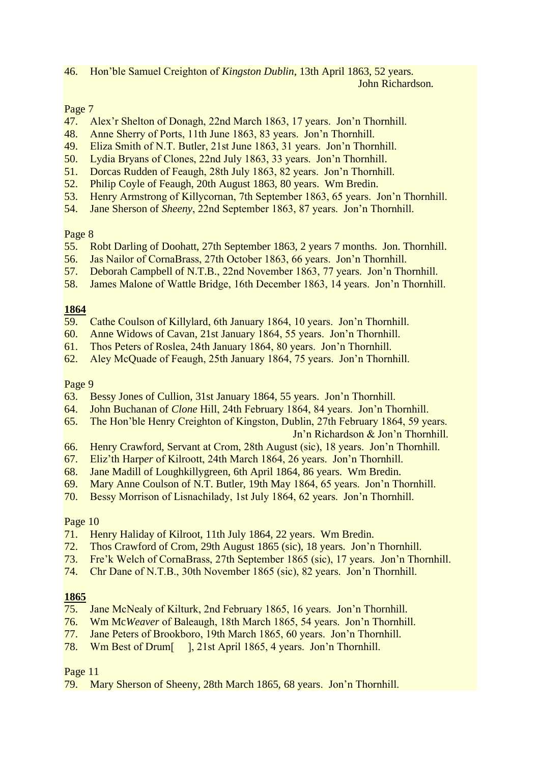46. Hon'ble Samuel Creighton of *Kingston Dublin*, 13th April 1863, 52 years.
John Richardson.

Page 7

47. Alex'r Shelton of Donagh, 22nd March 1863, 17 years. Jon'n Thornhill.
48. Anne Sherry of Ports, 11th June 1863, 83 years. Jon'n Thornhill.
49. Eliza Smith of N.T. Butler, 21st June 1863, 31 years. Jon'n Thornhill.
50. Lydia Bryans of Clones, 22nd July 1863, 33 years. Jon'n Thornhill.
51. Dorcas Rudden of Feaugh, 28th July 1863, 82 years. Jon'n Thornhill.
52. Philip Coyle of Feaugh, 20th August 1863, 80 years. Wm Bredin.
53. Henry Armstrong of Killycornan, 7th September 1863, 65 years. Jon'n Thornhill.
54. Jane Sherson of *Sheeny*, 22nd September 1863, 87 years. Jon'n Thornhill.

Page 8

55. Robt Darling of Doohatt, 27th September 1863, 2 years 7 months. Jon. Thornhill.
56. Jas Nailor of CornaBrass, 27th October 1863, 66 years. Jon'n Thornhill.
57. Deborah Campbell of N.T.B., 22nd November 1863, 77 years. Jon'n Thornhill.
58. James Malone of Wattle Bridge, 16th December 1863, 14 years. Jon'n Thornhill.

**1864**

59. Cathe Coulson of Killylard, 6th January 1864, 10 years. Jon'n Thornhill.
60. Anne Widows of Cavan, 21st January 1864, 55 years. Jon'n Thornhill.
61. Thos Peters of Roslea, 24th January 1864, 80 years. Jon'n Thornhill.
62. Aley McQuade of Feaugh, 25th January 1864, 75 years. Jon'n Thornhill.

Page 9

63. Bessy Jones of Cullion, 31st January 1864, 55 years. Jon'n Thornhill.
64. John Buchanan of *Clone* Hill, 24th February 1864, 84 years. Jon'n Thornhill.
65. The Hon'ble Henry Creighton of Kingston, Dublin, 27th February 1864, 59 years.
Jn'n Richardson & Jon'n Thornhill.
66. Henry Crawford, Servant at Crom, 28th August (sic), 18 years. Jon'n Thornhill.
67. Eliz'th Harp*er* of Kilroott, 24th March 1864, 26 years. Jon'n Thornhill.
68. Jane Madill of Loughkillygreen, 6th April 1864, 86 years. Wm Bredin.
69. Mary Anne Coulson of N.T. Butler, 19th May 1864, 65 years. Jon'n Thornhill.
70. Bessy Morrison of Lisnachilady, 1st July 1864, 62 years. Jon'n Thornhill.

Page 10

71. Henry Haliday of Kilroot, 11th July 1864, 22 years. Wm Bredin.
72. Thos Crawford of Crom, 29th August 1865 (sic), 18 years. Jon'n Thornhill.
73. Fre'k Welch of CornaBrass, 27th September 1865 (sic), 17 years. Jon'n Thornhill.
74. Chr Dane of N.T.B., 30th November 1865 (sic), 82 years. Jon'n Thornhill.

**1865**

75. Jane McNealy of Kilturk, 2nd February 1865, 16 years. Jon'n Thornhill.
76. Wm Mc*Weaver* of Baleaugh, 18th March 1865, 54 years. Jon'n Thornhill.
77. Jane Peters of Brookboro, 19th March 1865, 60 years. Jon'n Thornhill.
78. Wm Best of Drum[ ], 21st April 1865, 4 years. Jon'n Thornhill.

Page 11

79. Mary Sherson of Sheeny, 28th March 1865, 68 years. Jon'n Thornhill.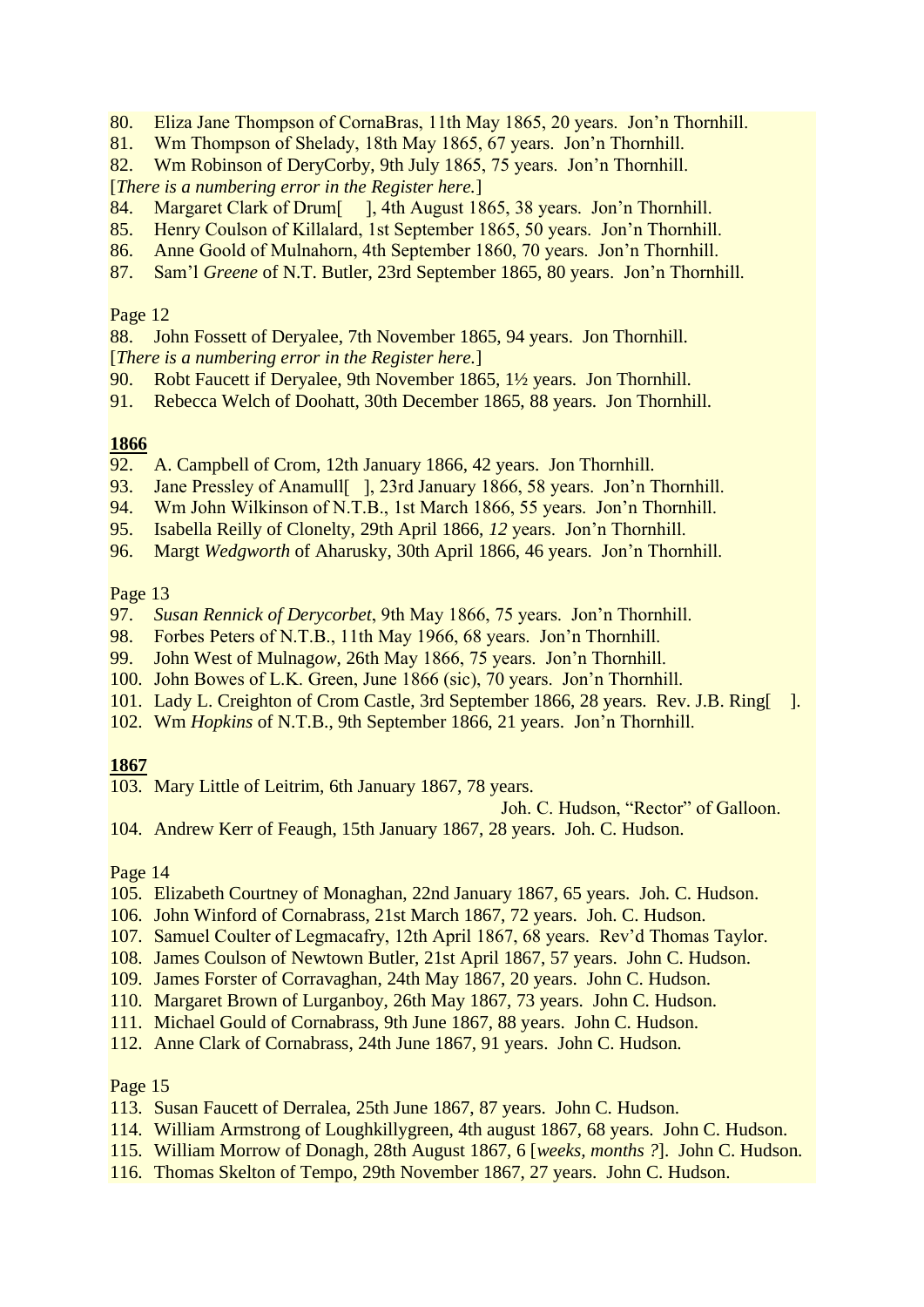80. Eliza Jane Thompson of CornaBras, 11th May 1865, 20 years. Jon'n Thornhill.
81. Wm Thompson of Shelady, 18th May 1865, 67 years. Jon'n Thornhill.
82. Wm Robinson of DeryCorby, 9th July 1865, 75 years. Jon'n Thornhill.

[*There is a numbering error in the Register here.*]

84. Margaret Clark of Drum[ ], 4th August 1865, 38 years. Jon'n Thornhill.
85. Henry Coulson of Killalard, 1st September 1865, 50 years. Jon'n Thornhill.
86. Anne Goold of Mulnahorn, 4th September 1860, 70 years. Jon'n Thornhill.
87. Sam'l *Greene* of N.T. Butler, 23rd September 1865, 80 years. Jon'n Thornhill.

Page 12

88. John Fossett of Deryalee, 7th November 1865, 94 years. Jon Thornhill.

[*There is a numbering error in the Register here.*]

90. Robt Faucett if Deryalee, 9th November 1865, 1½ years. Jon Thornhill.
91. Rebecca Welch of Doohatt, 30th December 1865, 88 years. Jon Thornhill.

**1866**

92. A. Campbell of Crom, 12th January 1866, 42 years. Jon Thornhill.
93. Jane Pressley of Anamull[ ], 23rd January 1866, 58 years. Jon'n Thornhill.
94. Wm John Wilkinson of N.T.B., 1st March 1866, 55 years. Jon'n Thornhill.
95. Isabella Reilly of Clonelty, 29th April 1866, *12* years. Jon'n Thornhill.
96. Margt *Wedgworth* of Aharusky, 30th April 1866, 46 years. Jon'n Thornhill.

Page 13

97. *Susan Rennick of Derycorbet*, 9th May 1866, 75 years. Jon'n Thornhill.
98. Forbes Peters of N.T.B., 11th May 1966, 68 years. Jon'n Thornhill.
99. John West of Mulnag*ow*, 26th May 1866, 75 years. Jon'n Thornhill.
100. John Bowes of L.K. Green, June 1866 (sic), 70 years. Jon'n Thornhill.
101. Lady L. Creighton of Crom Castle, 3rd September 1866, 28 years. Rev. J.B. Ring[ ].
102. Wm *Hopkins* of N.T.B., 9th September 1866, 21 years. Jon'n Thornhill.

**1867**

103. Mary Little of Leitrim, 6th January 1867, 78 years. Joh. C. Hudson, "Rector" of Galloon.
104. Andrew Kerr of Feaugh, 15th January 1867, 28 years. Joh. C. Hudson.

Page 14

105. Elizabeth Courtney of Monaghan, 22nd January 1867, 65 years. Joh. C. Hudson.
106. John Winford of Cornabrass, 21st March 1867, 72 years. Joh. C. Hudson.
107. Samuel Coulter of Legmacafry, 12th April 1867, 68 years. Rev'd Thomas Taylor.
108. James Coulson of Newtown Butler, 21st April 1867, 57 years. John C. Hudson.
109. James Forster of Corravaghan, 24th May 1867, 20 years. John C. Hudson.
110. Margaret Brown of Lurganboy, 26th May 1867, 73 years. John C. Hudson.
111. Michael Gould of Cornabrass, 9th June 1867, 88 years. John C. Hudson.
112. Anne Clark of Cornabrass, 24th June 1867, 91 years. John C. Hudson.

Page 15

113. Susan Faucett of Derralea, 25th June 1867, 87 years. John C. Hudson.
114. William Armstrong of Loughkillygreen, 4th august 1867, 68 years. John C. Hudson.
115. William Morrow of Donagh, 28th August 1867, 6 [*weeks, months ?*]. John C. Hudson.
116. Thomas Skelton of Tempo, 29th November 1867, 27 years. John C. Hudson.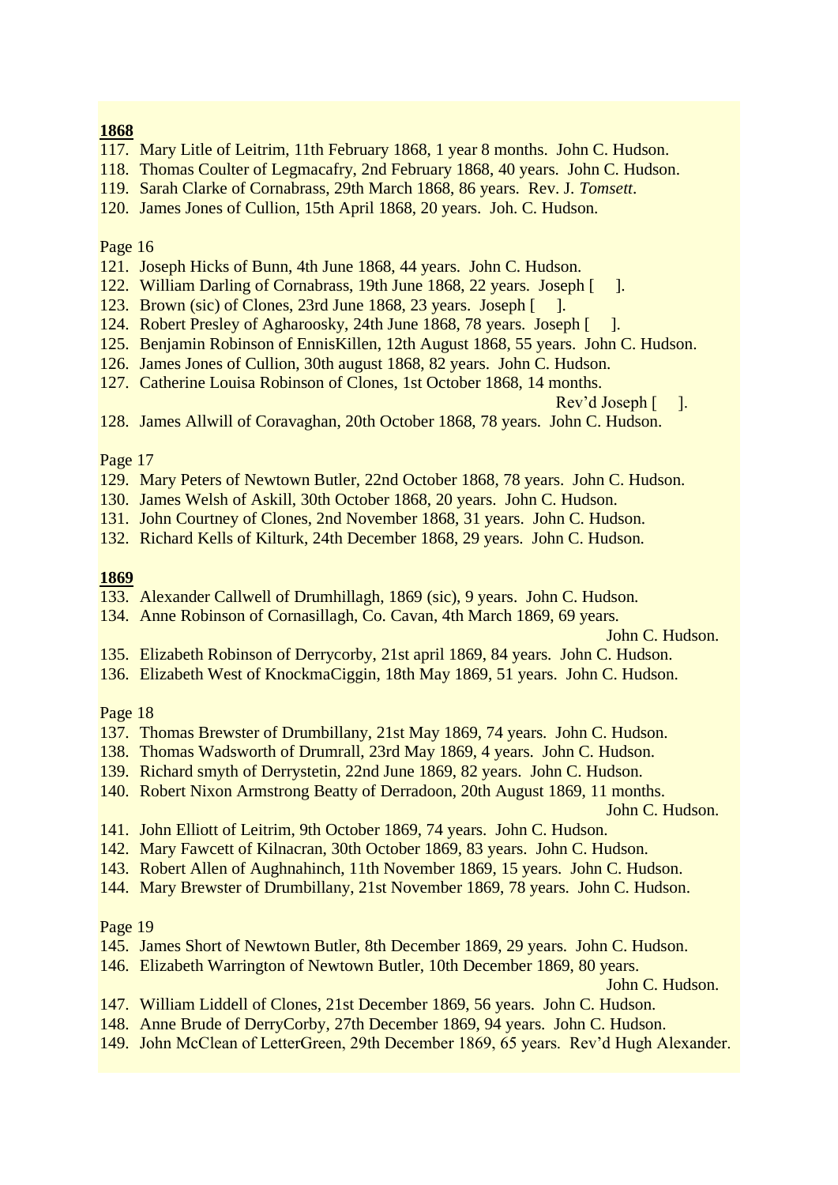**1868**

117. Mary Litle of Leitrim, 11th February 1868, 1 year 8 months. John C. Hudson.
118. Thomas Coulter of Legmacafry, 2nd February 1868, 40 years. John C. Hudson.
119. Sarah Clarke of Cornabrass, 29th March 1868, 86 years. Rev. J. *Tomsett*.
120. James Jones of Cullion, 15th April 1868, 20 years. Joh. C. Hudson.

Page 16

121. Joseph Hicks of Bunn, 4th June 1868, 44 years. John C. Hudson.
122. William Darling of Cornabrass, 19th June 1868, 22 years. Joseph [ ].
123. Brown (sic) of Clones, 23rd June 1868, 23 years. Joseph [ ].
124. Robert Presley of Agharoosky, 24th June 1868, 78 years. Joseph [ ].
125. Benjamin Robinson of EnnisKillen, 12th August 1868, 55 years. John C. Hudson.
126. James Jones of Cullion, 30th august 1868, 82 years. John C. Hudson.
127. Catherine Louisa Robinson of Clones, 1st October 1868, 14 months. Rev'd Joseph [ ].
128. James Allwill of Coravaghan, 20th October 1868, 78 years. John C. Hudson.

Page 17

129. Mary Peters of Newtown Butler, 22nd October 1868, 78 years. John C. Hudson.
130. James Welsh of Askill, 30th October 1868, 20 years. John C. Hudson.
131. John Courtney of Clones, 2nd November 1868, 31 years. John C. Hudson.
132. Richard Kells of Kilturk, 24th December 1868, 29 years. John C. Hudson.

**1869**

133. Alexander Callwell of Drumhillagh, 1869 (sic), 9 years. John C. Hudson.
134. Anne Robinson of Cornasillagh, Co. Cavan, 4th March 1869, 69 years. John C. Hudson.
135. Elizabeth Robinson of Derrycorby, 21st april 1869, 84 years. John C. Hudson.
136. Elizabeth West of KnockmaCiggin, 18th May 1869, 51 years. John C. Hudson.

Page 18

137. Thomas Brewster of Drumbillany, 21st May 1869, 74 years. John C. Hudson.
138. Thomas Wadsworth of Drumrall, 23rd May 1869, 4 years. John C. Hudson.
139. Richard smyth of Derrystetin, 22nd June 1869, 82 years. John C. Hudson.
140. Robert Nixon Armstrong Beatty of Derradoon, 20th August 1869, 11 months. John C. Hudson.
141. John Elliott of Leitrim, 9th October 1869, 74 years. John C. Hudson.
142. Mary Fawcett of Kilnacran, 30th October 1869, 83 years. John C. Hudson.
143. Robert Allen of Aughnahinch, 11th November 1869, 15 years. John C. Hudson.
144. Mary Brewster of Drumbillany, 21st November 1869, 78 years. John C. Hudson.

Page 19

145. James Short of Newtown Butler, 8th December 1869, 29 years. John C. Hudson.
146. Elizabeth Warrington of Newtown Butler, 10th December 1869, 80 years. John C. Hudson.
147. William Liddell of Clones, 21st December 1869, 56 years. John C. Hudson.
148. Anne Brude of DerryCorby, 27th December 1869, 94 years. John C. Hudson.
149. John McClean of LetterGreen, 29th December 1869, 65 years. Rev'd Hugh Alexander.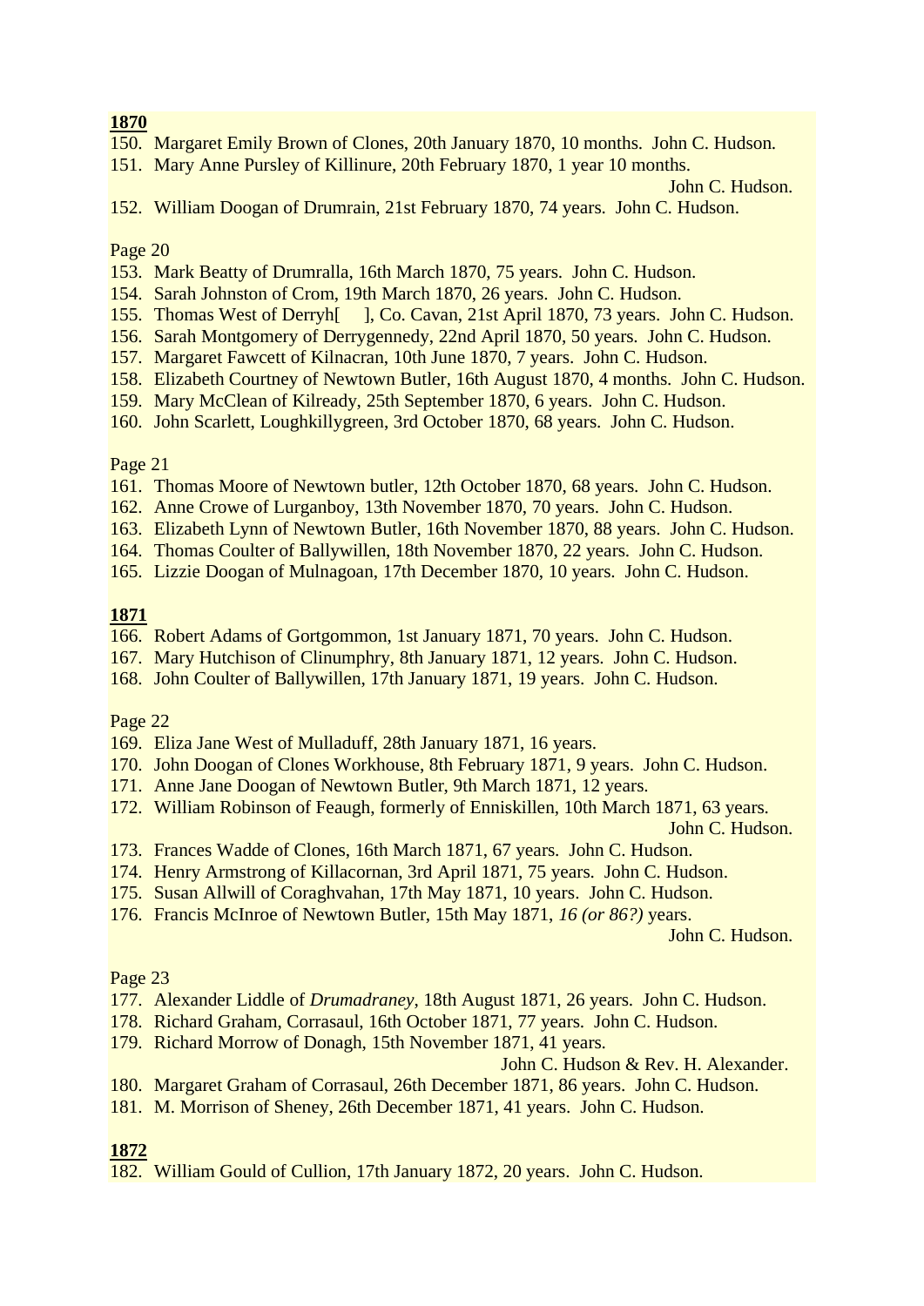**1870**

150. Margaret Emily Brown of Clones, 20th January 1870, 10 months. John C. Hudson.
151. Mary Anne Pursley of Killinure, 20th February 1870, 1 year 10 months. John C. Hudson.
152. William Doogan of Drumrain, 21st February 1870, 74 years. John C. Hudson.

Page 20

153. Mark Beatty of Drumralla, 16th March 1870, 75 years. John C. Hudson.
154. Sarah Johnston of Crom, 19th March 1870, 26 years. John C. Hudson.
155. Thomas West of Derryh[ ], Co. Cavan, 21st April 1870, 73 years. John C. Hudson.
156. Sarah Montgomery of Derrygennedy, 22nd April 1870, 50 years. John C. Hudson.
157. Margaret Fawcett of Kilnacran, 10th June 1870, 7 years. John C. Hudson.
158. Elizabeth Courtney of Newtown Butler, 16th August 1870, 4 months. John C. Hudson.
159. Mary McClean of Kilready, 25th September 1870, 6 years. John C. Hudson.
160. John Scarlett, Loughkillygreen, 3rd October 1870, 68 years. John C. Hudson.

Page 21

161. Thomas Moore of Newtown butler, 12th October 1870, 68 years. John C. Hudson.
162. Anne Crowe of Lurganboy, 13th November 1870, 70 years. John C. Hudson.
163. Elizabeth Lynn of Newtown Butler, 16th November 1870, 88 years. John C. Hudson.
164. Thomas Coulter of Ballywillen, 18th November 1870, 22 years. John C. Hudson.
165. Lizzie Doogan of Mulnagoan, 17th December 1870, 10 years. John C. Hudson.

**1871**

166. Robert Adams of Gortgommon, 1st January 1871, 70 years. John C. Hudson.
167. Mary Hutchison of Clinumphry, 8th January 1871, 12 years. John C. Hudson.
168. John Coulter of Ballywillen, 17th January 1871, 19 years. John C. Hudson.

Page 22

169. Eliza Jane West of Mulladuff, 28th January 1871, 16 years.
170. John Doogan of Clones Workhouse, 8th February 1871, 9 years. John C. Hudson.
171. Anne Jane Doogan of Newtown Butler, 9th March 1871, 12 years.
172. William Robinson of Feaugh, formerly of Enniskillen, 10th March 1871, 63 years. John C. Hudson.
173. Frances Wadde of Clones, 16th March 1871, 67 years. John C. Hudson.
174. Henry Armstrong of Killacornan, 3rd April 1871, 75 years. John C. Hudson.
175. Susan Allwill of Coraghvahan, 17th May 1871, 10 years. John C. Hudson.
176. Francis McInroe of Newtown Butler, 15th May 1871, *16 (or 86?)* years. John C. Hudson.

Page 23

177. Alexander Liddle of *Drumadraney*, 18th August 1871, 26 years. John C. Hudson.
178. Richard Graham, Corrasaul, 16th October 1871, 77 years. John C. Hudson.
179. Richard Morrow of Donagh, 15th November 1871, 41 years. John C. Hudson & Rev. H. Alexander.
180. Margaret Graham of Corrasaul, 26th December 1871, 86 years. John C. Hudson.
181. M. Morrison of Sheney, 26th December 1871, 41 years. John C. Hudson.

**1872**

182. William Gould of Cullion, 17th January 1872, 20 years. John C. Hudson.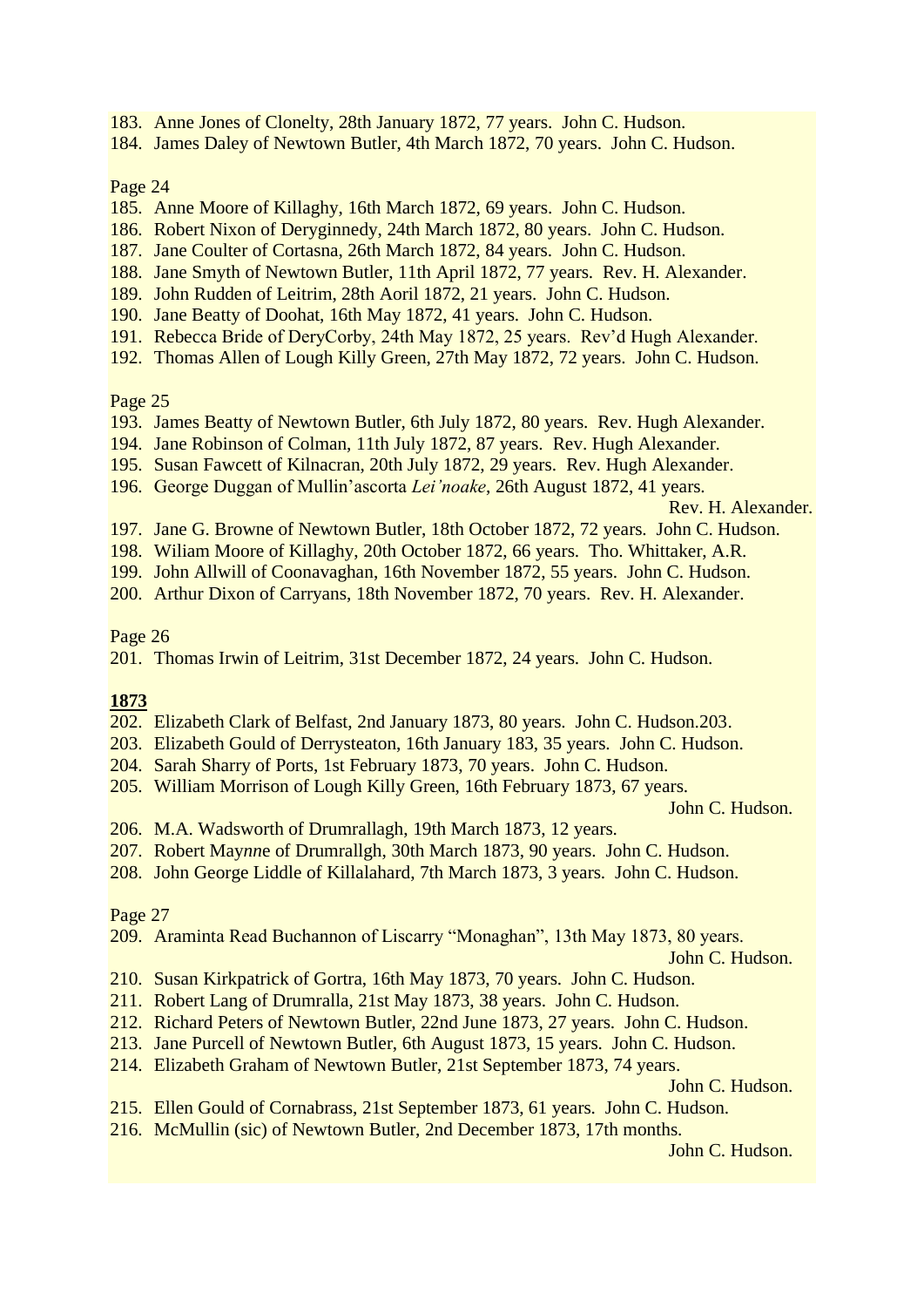183. Anne Jones of Clonelty, 28th January 1872, 77 years. John C. Hudson.
184. James Daley of Newtown Butler, 4th March 1872, 70 years. John C. Hudson.

Page 24

185. Anne Moore of Killaghy, 16th March 1872, 69 years. John C. Hudson.
186. Robert Nixon of Deryginnedy, 24th March 1872, 80 years. John C. Hudson.
187. Jane Coulter of Cortasna, 26th March 1872, 84 years. John C. Hudson.
188. Jane Smyth of Newtown Butler, 11th April 1872, 77 years. Rev. H. Alexander.
189. John Rudden of Leitrim, 28th Aoril 1872, 21 years. John C. Hudson.
190. Jane Beatty of Doohat, 16th May 1872, 41 years. John C. Hudson.
191. Rebecca Bride of DeryCorby, 24th May 1872, 25 years. Rev'd Hugh Alexander.
192. Thomas Allen of Lough Killy Green, 27th May 1872, 72 years. John C. Hudson.

Page 25

193. James Beatty of Newtown Butler, 6th July 1872, 80 years. Rev. Hugh Alexander.
194. Jane Robinson of Colman, 11th July 1872, 87 years. Rev. Hugh Alexander.
195. Susan Fawcett of Kilnacran, 20th July 1872, 29 years. Rev. Hugh Alexander.
196. George Duggan of Mullin'ascorta *Lei'noake*, 26th August 1872, 41 years. Rev. H. Alexander.
197. Jane G. Browne of Newtown Butler, 18th October 1872, 72 years. John C. Hudson.
198. Wiliam Moore of Killaghy, 20th October 1872, 66 years. Tho. Whittaker, A.R.
199. John Allwill of Coonavaghan, 16th November 1872, 55 years. John C. Hudson.
200. Arthur Dixon of Carryans, 18th November 1872, 70 years. Rev. H. Alexander.

Page 26

201. Thomas Irwin of Leitrim, 31st December 1872, 24 years. John C. Hudson.

**1873**

202. Elizabeth Clark of Belfast, 2nd January 1873, 80 years. John C. Hudson.203.
203. Elizabeth Gould of Derrysteaton, 16th January 183, 35 years. John C. Hudson.
204. Sarah Sharry of Ports, 1st February 1873, 70 years. John C. Hudson.
205. William Morrison of Lough Killy Green, 16th February 1873, 67 years. John C. Hudson.
206. M.A. Wadsworth of Drumrallagh, 19th March 1873, 12 years.
207. Robert May*nn*e of Drumrallgh, 30th March 1873, 90 years. John C. Hudson.
208. John George Liddle of Killalahard, 7th March 1873, 3 years. John C. Hudson.

Page 27

209. Araminta Read Buchannon of Liscarry "Monaghan", 13th May 1873, 80 years. John C. Hudson.
210. Susan Kirkpatrick of Gortra, 16th May 1873, 70 years. John C. Hudson.
211. Robert Lang of Drumralla, 21st May 1873, 38 years. John C. Hudson.
212. Richard Peters of Newtown Butler, 22nd June 1873, 27 years. John C. Hudson.
213. Jane Purcell of Newtown Butler, 6th August 1873, 15 years. John C. Hudson.
214. Elizabeth Graham of Newtown Butler, 21st September 1873, 74 years. John C. Hudson.
215. Ellen Gould of Cornabrass, 21st September 1873, 61 years. John C. Hudson.
216. McMullin (sic) of Newtown Butler, 2nd December 1873, 17th months. John C. Hudson.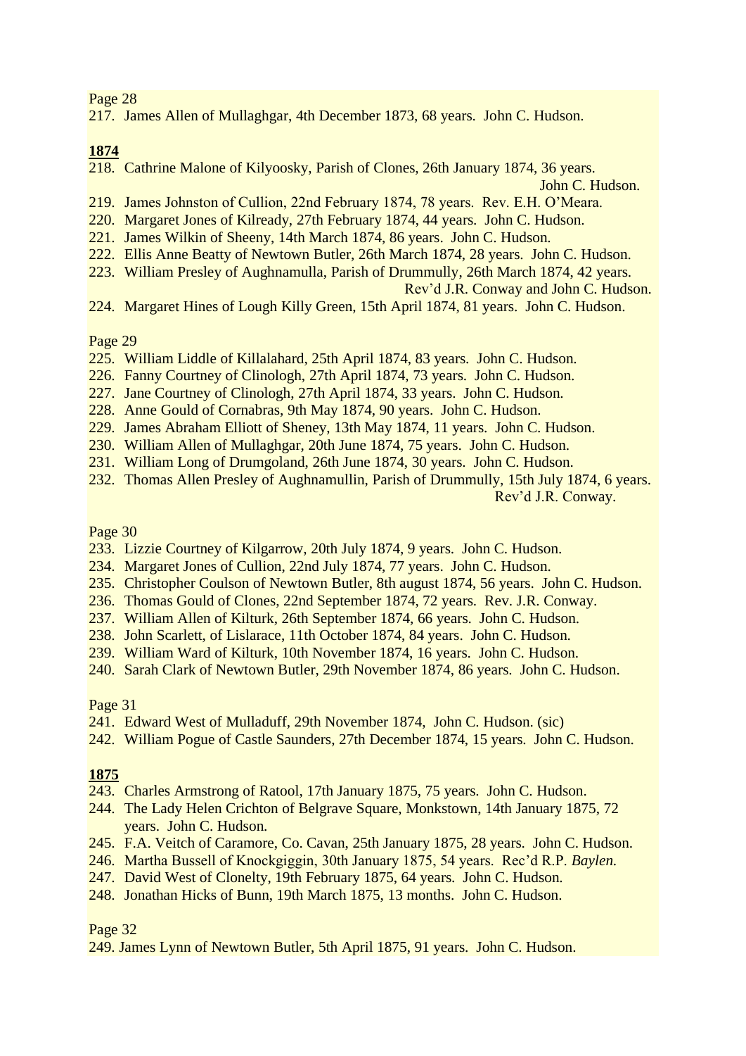Page 28

217. James Allen of Mullaghgar, 4th December 1873, 68 years. John C. Hudson.

**1874**

218. Cathrine Malone of Kilyoosky, Parish of Clones, 26th January 1874, 36 years. John C. Hudson.
219. James Johnston of Cullion, 22nd February 1874, 78 years. Rev. E.H. O'Meara.
220. Margaret Jones of Kilready, 27th February 1874, 44 years. John C. Hudson.
221. James Wilkin of Sheeny, 14th March 1874, 86 years. John C. Hudson.
222. Ellis Anne Beatty of Newtown Butler, 26th March 1874, 28 years. John C. Hudson.
223. William Presley of Aughnamulla, Parish of Drummully, 26th March 1874, 42 years. Rev'd J.R. Conway and John C. Hudson.
224. Margaret Hines of Lough Killy Green, 15th April 1874, 81 years. John C. Hudson.

Page 29

225. William Liddle of Killalahard, 25th April 1874, 83 years. John C. Hudson.
226. Fanny Courtney of Clinologh, 27th April 1874, 73 years. John C. Hudson.
227. Jane Courtney of Clinologh, 27th April 1874, 33 years. John C. Hudson.
228. Anne Gould of Cornabras, 9th May 1874, 90 years. John C. Hudson.
229. James Abraham Elliott of Sheney, 13th May 1874, 11 years. John C. Hudson.
230. William Allen of Mullaghgar, 20th June 1874, 75 years. John C. Hudson.
231. William Long of Drumgoland, 26th June 1874, 30 years. John C. Hudson.
232. Thomas Allen Presley of Aughnamullin, Parish of Drummully, 15th July 1874, 6 years. Rev'd J.R. Conway.

Page 30

233. Lizzie Courtney of Kilgarrow, 20th July 1874, 9 years. John C. Hudson.
234. Margaret Jones of Cullion, 22nd July 1874, 77 years. John C. Hudson.
235. Christopher Coulson of Newtown Butler, 8th august 1874, 56 years. John C. Hudson.
236. Thomas Gould of Clones, 22nd September 1874, 72 years. Rev. J.R. Conway.
237. William Allen of Kilturk, 26th September 1874, 66 years. John C. Hudson.
238. John Scarlett, of Lislarace, 11th October 1874, 84 years. John C. Hudson.
239. William Ward of Kilturk, 10th November 1874, 16 years. John C. Hudson.
240. Sarah Clark of Newtown Butler, 29th November 1874, 86 years. John C. Hudson.

Page 31

241. Edward West of Mulladuff, 29th November 1874, John C. Hudson. (sic)
242. William Pogue of Castle Saunders, 27th December 1874, 15 years. John C. Hudson.

**1875**

243. Charles Armstrong of Ratool, 17th January 1875, 75 years. John C. Hudson.
244. The Lady Helen Crichton of Belgrave Square, Monkstown, 14th January 1875, 72 years. John C. Hudson.
245. F.A. Veitch of Caramore, Co. Cavan, 25th January 1875, 28 years. John C. Hudson.
246. Martha Bussell of Knockgiggin, 30th January 1875, 54 years. Rec'd R.P. *Baylen.*
247. David West of Clonelty, 19th February 1875, 64 years. John C. Hudson.
248. Jonathan Hicks of Bunn, 19th March 1875, 13 months. John C. Hudson.

Page 32

249. James Lynn of Newtown Butler, 5th April 1875, 91 years. John C. Hudson.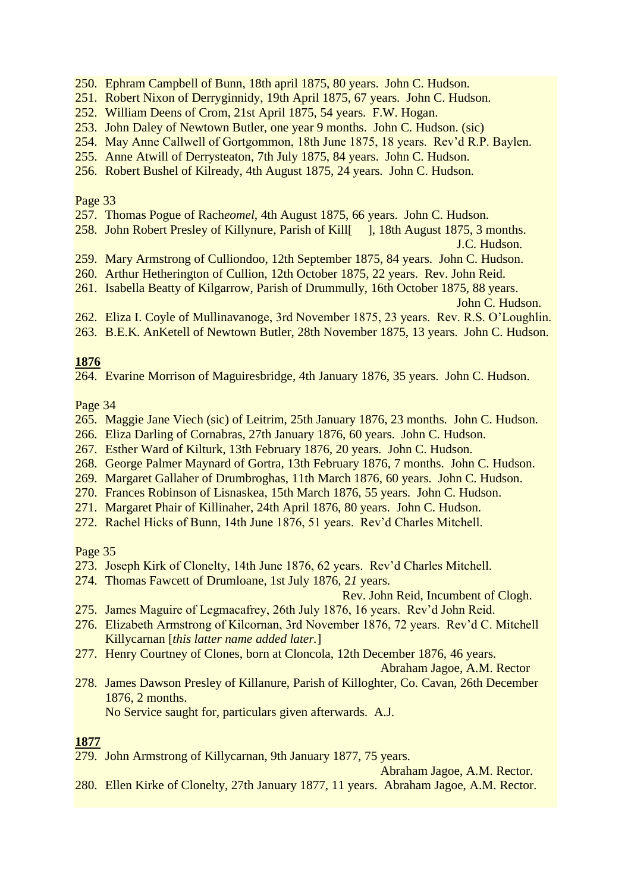250. Ephram Campbell of Bunn, 18th april 1875, 80 years. John C. Hudson.
251. Robert Nixon of Derryginnidy, 19th April 1875, 67 years. John C. Hudson.
252. William Deens of Crom, 21st April 1875, 54 years. F.W. Hogan.
253. John Daley of Newtown Butler, one year 9 months. John C. Hudson. (sic)
254. May Anne Callwell of Gortgommon, 18th June 1875, 18 years. Rev'd R.P. Baylen.
255. Anne Atwill of Derrysteaton, 7th July 1875, 84 years. John C. Hudson.
256. Robert Bushel of Kilready, 4th August 1875, 24 years. John C. Hudson.

Page 33

257. Thomas Pogue of Rach*eomel*, 4th August 1875, 66 years. John C. Hudson.
258. John Robert Presley of Killynure, Parish of Kill[ ], 18th August 1875, 3 months. J.C. Hudson.
259. Mary Armstrong of Culliondoo, 12th September 1875, 84 years. John C. Hudson.
260. Arthur Hetherington of Cullion, 12th October 1875, 22 years. Rev. John Reid.
261. Isabella Beatty of Kilgarrow, Parish of Drummully, 16th October 1875, 88 years. John C. Hudson.
262. Eliza I. Coyle of Mullinavanoge, 3rd November 1875, 23 years. Rev. R.S. O'Loughlin.
263. B.E.K. AnKetell of Newtown Butler, 28th November 1875, 13 years. John C. Hudson.

**1876**

264. Evarine Morrison of Maguiresbridge, 4th January 1876, 35 years. John C. Hudson.

Page 34

265. Maggie Jane Viech (sic) of Leitrim, 25th January 1876, 23 months. John C. Hudson.
266. Eliza Darling of Cornabras, 27th January 1876, 60 years. John C. Hudson.
267. Esther Ward of Kilturk, 13th February 1876, 20 years. John C. Hudson.
268. George Palmer Maynard of Gortra, 13th February 1876, 7 months. John C. Hudson.
269. Margaret Gallaher of Drumbroghas, 11th March 1876, 60 years. John C. Hudson.
270. Frances Robinson of Lisnaskea, 15th March 1876, 55 years. John C. Hudson.
271. Margaret Phair of Killinaher, 24th April 1876, 80 years. John C. Hudson.
272. Rachel Hicks of Bunn, 14th June 1876, 51 years. Rev'd Charles Mitchell.

Page 35

273. Joseph Kirk of Clonelty, 14th June 1876, 62 years. Rev'd Charles Mitchell.
274. Thomas Fawcett of Drumloane, 1st July 1876, 2*1* years. Rev. John Reid, Incumbent of Clogh.
275. James Maguire of Legmacafrey, 26th July 1876, 16 years. Rev'd John Reid.
276. Elizabeth Armstrong of Kilcornan, 3rd November 1876, 72 years. Rev'd C. Mitchell Killycarnan [*this latter name added later.*]
277. Henry Courtney of Clones, born at Cloncola, 12th December 1876, 46 years. Abraham Jagoe, A.M. Rector
278. James Dawson Presley of Killanure, Parish of Killoghter, Co. Cavan, 26th December 1876, 2 months.
     No Service saught for, particulars given afterwards. A.J.

**1877**

279. John Armstrong of Killycarnan, 9th January 1877, 75 years. Abraham Jagoe, A.M. Rector.
280. Ellen Kirke of Clonelty, 27th January 1877, 11 years. Abraham Jagoe, A.M. Rector.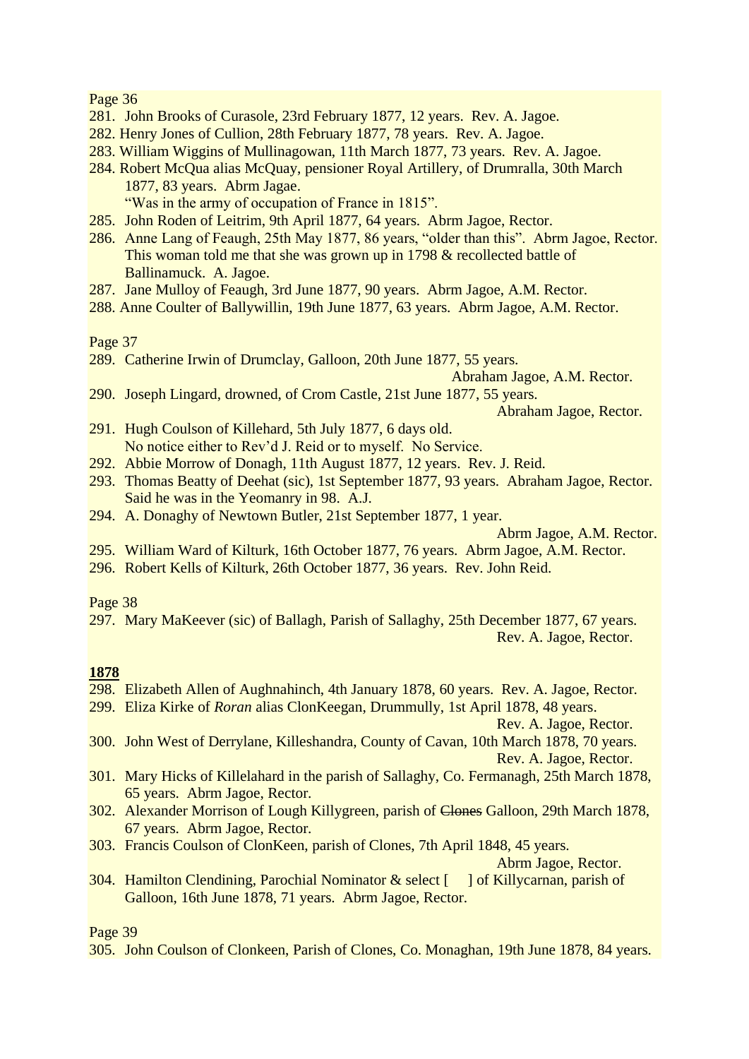Page 36

281. John Brooks of Curasole, 23rd February 1877, 12 years. Rev. A. Jagoe.
282. Henry Jones of Cullion, 28th February 1877, 78 years. Rev. A. Jagoe.
283. William Wiggins of Mullinagowan, 11th March 1877, 73 years. Rev. A. Jagoe.
284. Robert McQua alias McQuay, pensioner Royal Artillery, of Drumralla, 30th March 1877, 83 years. Abrm Jagae.
   "Was in the army of occupation of France in 1815".
285. John Roden of Leitrim, 9th April 1877, 64 years. Abrm Jagoe, Rector.
286. Anne Lang of Feaugh, 25th May 1877, 86 years, "older than this". Abrm Jagoe, Rector.
   This woman told me that she was grown up in 1798 & recollected battle of Ballinamuck. A. Jagoe.
287. Jane Mulloy of Feaugh, 3rd June 1877, 90 years. Abrm Jagoe, A.M. Rector.
288. Anne Coulter of Ballywillin, 19th June 1877, 63 years. Abrm Jagoe, A.M. Rector.

Page 37

289. Catherine Irwin of Drumclay, Galloon, 20th June 1877, 55 years.
   Abraham Jagoe, A.M. Rector.
290. Joseph Lingard, drowned, of Crom Castle, 21st June 1877, 55 years.
   Abraham Jagoe, Rector.
291. Hugh Coulson of Killehard, 5th July 1877, 6 days old.
   No notice either to Rev'd J. Reid or to myself. No Service.
292. Abbie Morrow of Donagh, 11th August 1877, 12 years. Rev. J. Reid.
293. Thomas Beatty of Deehat (sic), 1st September 1877, 93 years. Abraham Jagoe, Rector.
   Said he was in the Yeomanry in 98. A.J.
294. A. Donaghy of Newtown Butler, 21st September 1877, 1 year.
   Abrm Jagoe, A.M. Rector.
295. William Ward of Kilturk, 16th October 1877, 76 years. Abrm Jagoe, A.M. Rector.
296. Robert Kells of Kilturk, 26th October 1877, 36 years. Rev. John Reid.

Page 38

297. Mary MaKeever (sic) of Ballagh, Parish of Sallaghy, 25th December 1877, 67 years.
   Rev. A. Jagoe, Rector.

**1878**

298. Elizabeth Allen of Aughnahinch, 4th January 1878, 60 years. Rev. A. Jagoe, Rector.
299. Eliza Kirke of *Roran* alias ClonKeegan, Drummully, 1st April 1878, 48 years.
   Rev. A. Jagoe, Rector.
300. John West of Derrylane, Killeshandra, County of Cavan, 10th March 1878, 70 years.
   Rev. A. Jagoe, Rector.
301. Mary Hicks of Killelahard in the parish of Sallaghy, Co. Fermanagh, 25th March 1878, 65 years. Abrm Jagoe, Rector.
302. Alexander Morrison of Lough Killygreen, parish of ~~Clones~~ Galloon, 29th March 1878, 67 years. Abrm Jagoe, Rector.
303. Francis Coulson of ClonKeen, parish of Clones, 7th April 1848, 45 years.
   Abrm Jagoe, Rector.
304. Hamilton Clendining, Parochial Nominator & select [ ] of Killycarnan, parish of Galloon, 16th June 1878, 71 years. Abrm Jagoe, Rector.

Page 39

305. John Coulson of Clonkeen, Parish of Clones, Co. Monaghan, 19th June 1878, 84 years.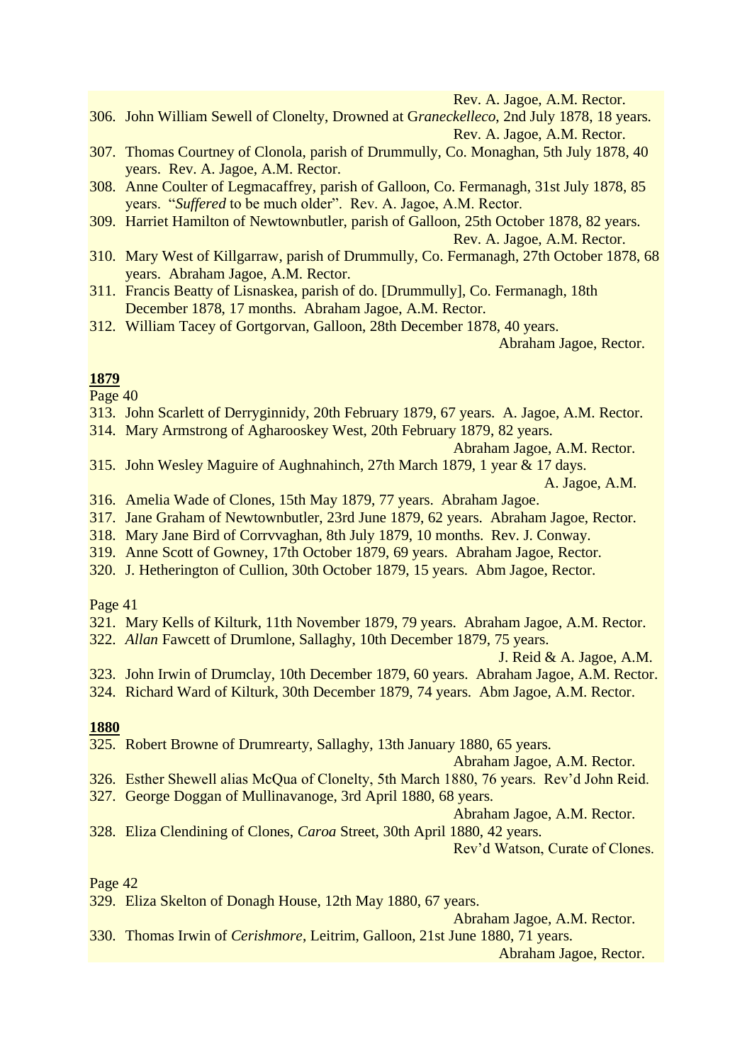Rev. A. Jagoe, A.M. Rector.

306. John William Sewell of Clonelty, Drowned at G*raneckelleco*, 2nd July 1878, 18 years. Rev. A. Jagoe, A.M. Rector.
307. Thomas Courtney of Clonola, parish of Drummully, Co. Monaghan, 5th July 1878, 40 years. Rev. A. Jagoe, A.M. Rector.
308. Anne Coulter of Legmacaffrey, parish of Galloon, Co. Fermanagh, 31st July 1878, 85 years. "*Suffered* to be much older". Rev. A. Jagoe, A.M. Rector.
309. Harriet Hamilton of Newtownbutler, parish of Galloon, 25th October 1878, 82 years. Rev. A. Jagoe, A.M. Rector.
310. Mary West of Killgarraw, parish of Drummully, Co. Fermanagh, 27th October 1878, 68 years. Abraham Jagoe, A.M. Rector.
311. Francis Beatty of Lisnaskea, parish of do. [Drummully], Co. Fermanagh, 18th December 1878, 17 months. Abraham Jagoe, A.M. Rector.
312. William Tacey of Gortgorvan, Galloon, 28th December 1878, 40 years. Abraham Jagoe, Rector.

**1879**

Page 40

313. John Scarlett of Derryginnidy, 20th February 1879, 67 years. A. Jagoe, A.M. Rector.
314. Mary Armstrong of Agharooskey West, 20th February 1879, 82 years. Abraham Jagoe, A.M. Rector.
315. John Wesley Maguire of Aughnahinch, 27th March 1879, 1 year & 17 days. A. Jagoe, A.M.
316. Amelia Wade of Clones, 15th May 1879, 77 years. Abraham Jagoe.
317. Jane Graham of Newtownbutler, 23rd June 1879, 62 years. Abraham Jagoe, Rector.
318. Mary Jane Bird of Corrvvaghan, 8th July 1879, 10 months. Rev. J. Conway.
319. Anne Scott of Gowney, 17th October 1879, 69 years. Abraham Jagoe, Rector.
320. J. Hetherington of Cullion, 30th October 1879, 15 years. Abm Jagoe, Rector.

Page 41

321. Mary Kells of Kilturk, 11th November 1879, 79 years. Abraham Jagoe, A.M. Rector.
322. *Allan* Fawcett of Drumlone, Sallaghy, 10th December 1879, 75 years. J. Reid & A. Jagoe, A.M.
323. John Irwin of Drumclay, 10th December 1879, 60 years. Abraham Jagoe, A.M. Rector.
324. Richard Ward of Kilturk, 30th December 1879, 74 years. Abm Jagoe, A.M. Rector.

**1880**

325. Robert Browne of Drumrearty, Sallaghy, 13th January 1880, 65 years. Abraham Jagoe, A.M. Rector.
326. Esther Shewell alias McQua of Clonelty, 5th March 1880, 76 years. Rev'd John Reid.
327. George Doggan of Mullinavanoge, 3rd April 1880, 68 years. Abraham Jagoe, A.M. Rector.
328. Eliza Clendining of Clones, *Caroa* Street, 30th April 1880, 42 years. Rev'd Watson, Curate of Clones.

Page 42

329. Eliza Skelton of Donagh House, 12th May 1880, 67 years. Abraham Jagoe, A.M. Rector.
330. Thomas Irwin of *Cerishmore*, Leitrim, Galloon, 21st June 1880, 71 years. Abraham Jagoe, Rector.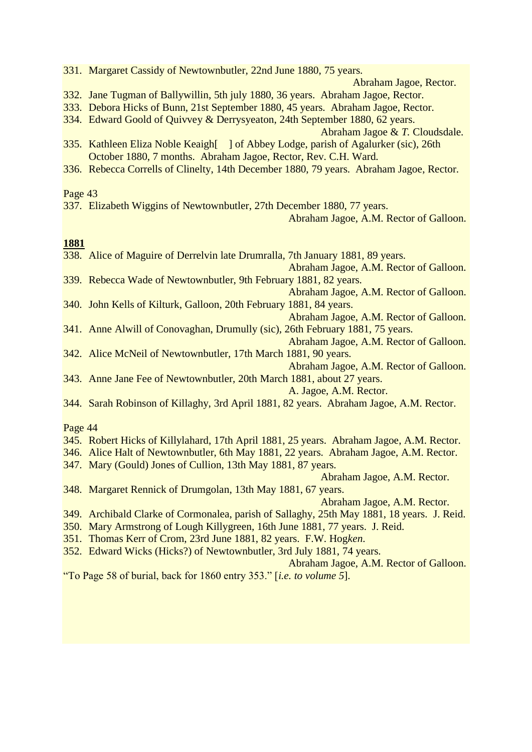331. Margaret Cassidy of Newtownbutler, 22nd June 1880, 75 years.
Abraham Jagoe, Rector.

332. Jane Tugman of Ballywillin, 5th july 1880, 36 years. Abraham Jagoe, Rector.

333. Debora Hicks of Bunn, 21st September 1880, 45 years. Abraham Jagoe, Rector.

334. Edward Goold of Quivvey & Derrysyeaton, 24th September 1880, 62 years.
Abraham Jagoe & *T.* Cloudsdale.

335. Kathleen Eliza Noble Keaigh[ ] of Abbey Lodge, parish of Agalurker (sic), 26th October 1880, 7 months. Abraham Jagoe, Rector, Rev. C.H. Ward.

336. Rebecca Corrells of Clinelty, 14th December 1880, 79 years. Abraham Jagoe, Rector.

Page 43

337. Elizabeth Wiggins of Newtownbutler, 27th December 1880, 77 years.
Abraham Jagoe, A.M. Rector of Galloon.

**1881**

338. Alice of Maguire of Derrelvin late Drumralla, 7th January 1881, 89 years.
Abraham Jagoe, A.M. Rector of Galloon.

339. Rebecca Wade of Newtownbutler, 9th February 1881, 82 years.
Abraham Jagoe, A.M. Rector of Galloon.

340. John Kells of Kilturk, Galloon, 20th February 1881, 84 years.
Abraham Jagoe, A.M. Rector of Galloon.

341. Anne Alwill of Conovaghan, Drumully (sic), 26th February 1881, 75 years.
Abraham Jagoe, A.M. Rector of Galloon.

342. Alice McNeil of Newtownbutler, 17th March 1881, 90 years.
Abraham Jagoe, A.M. Rector of Galloon.

343. Anne Jane Fee of Newtownbutler, 20th March 1881, about 27 years.
A. Jagoe, A.M. Rector.

344. Sarah Robinson of Killaghy, 3rd April 1881, 82 years. Abraham Jagoe, A.M. Rector.

Page 44

345. Robert Hicks of Killylahard, 17th April 1881, 25 years. Abraham Jagoe, A.M. Rector.

346. Alice Halt of Newtownbutler, 6th May 1881, 22 years. Abraham Jagoe, A.M. Rector.

347. Mary (Gould) Jones of Cullion, 13th May 1881, 87 years.
Abraham Jagoe, A.M. Rector.

348. Margaret Rennick of Drumgolan, 13th May 1881, 67 years.
Abraham Jagoe, A.M. Rector.

349. Archibald Clarke of Cormonalea, parish of Sallaghy, 25th May 1881, 18 years. J. Reid.

350. Mary Armstrong of Lough Killygreen, 16th June 1881, 77 years. J. Reid.

351. Thomas Kerr of Crom, 23rd June 1881, 82 years. F.W. Hog*ken.*

352. Edward Wicks (Hicks?) of Newtownbutler, 3rd July 1881, 74 years.
Abraham Jagoe, A.M. Rector of Galloon.

"To Page 58 of burial, back for 1860 entry 353." [*i.e. to volume 5*].